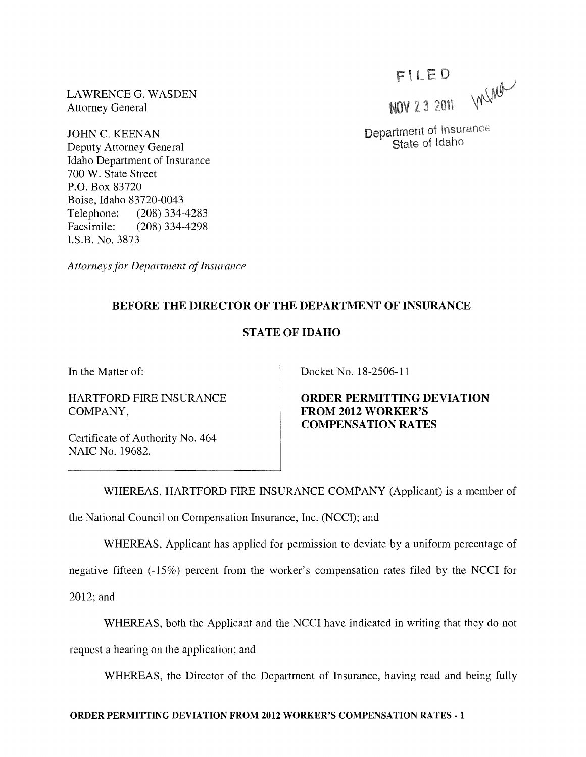LAWRENCE G. WASDEN
Attorney General

JOHN C. KEENAN
Deputy Attorney General
Idaho Department of Insurance
700 W. State Street
P.O. Box 83720
Boise, Idaho 83720-0043
Telephone: (208) 334-4283
Facsimile: (208) 334-4298
I.S.B. No. 3873

*Attorneys for Department of Insurance*

FILED

NOV 23 2011

Department of Insurance
State of Idaho

**BEFORE THE DIRECTOR OF THE DEPARTMENT OF INSURANCE**

**STATE OF IDAHO**

| | |
|---|---|
| In the Matter of:<br><br>HARTFORD FIRE INSURANCE COMPANY,<br><br>Certificate of Authority No. 464<br>NAIC No. 19682. | Docket No. 18-2506-11<br><br>**ORDER PERMITTING DEVIATION FROM 2012 WORKER'S COMPENSATION RATES** |

WHEREAS, HARTFORD FIRE INSURANCE COMPANY (Applicant) is a member of the National Council on Compensation Insurance, Inc. (NCCI); and

WHEREAS, Applicant has applied for permission to deviate by a uniform percentage of negative fifteen (-15%) percent from the worker's compensation rates filed by the NCCI for 2012; and

WHEREAS, both the Applicant and the NCCI have indicated in writing that they do not request a hearing on the application; and

WHEREAS, the Director of the Department of Insurance, having read and being fully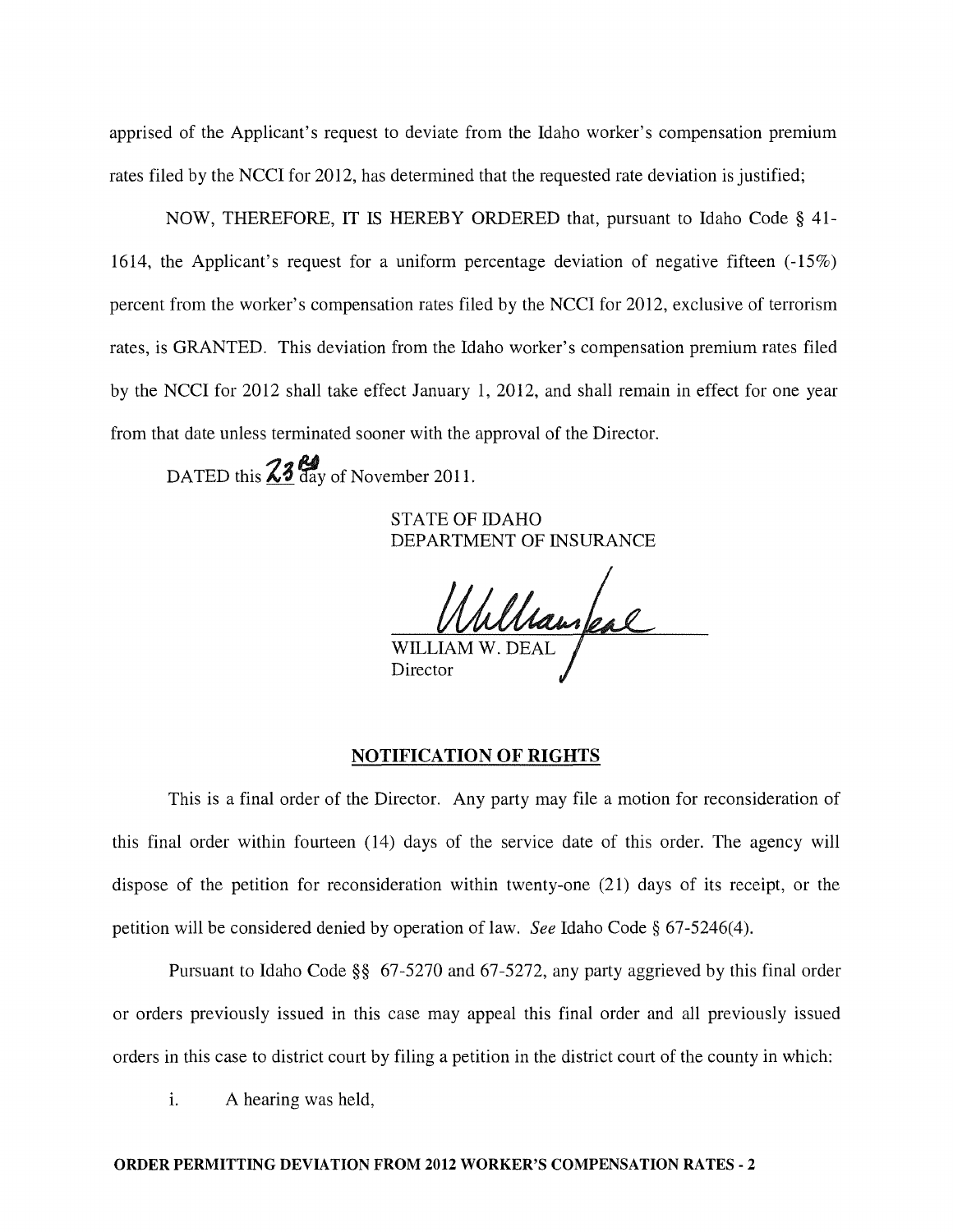apprised of the Applicant's request to deviate from the Idaho worker's compensation premium rates filed by the NCCI for 2012, has determined that the requested rate deviation is justified;

NOW, THEREFORE, IT IS HEREBY ORDERED that, pursuant to Idaho Code § 41-1614, the Applicant's request for a uniform percentage deviation of negative fifteen (-15%) percent from the worker's compensation rates filed by the NCCI for 2012, exclusive of terrorism rates, is GRANTED. This deviation from the Idaho worker's compensation premium rates filed by the NCCI for 2012 shall take effect January 1, 2012, and shall remain in effect for one year from that date unless terminated sooner with the approval of the Director.

DATED this 23rd day of November 2011.

STATE OF IDAHO
DEPARTMENT OF INSURANCE

WILLIAM W. DEAL
Director

## NOTIFICATION OF RIGHTS

This is a final order of the Director. Any party may file a motion for reconsideration of this final order within fourteen (14) days of the service date of this order. The agency will dispose of the petition for reconsideration within twenty-one (21) days of its receipt, or the petition will be considered denied by operation of law. *See* Idaho Code § 67-5246(4).

Pursuant to Idaho Code §§ 67-5270 and 67-5272, any party aggrieved by this final order or orders previously issued in this case may appeal this final order and all previously issued orders in this case to district court by filing a petition in the district court of the county in which:

i. A hearing was held,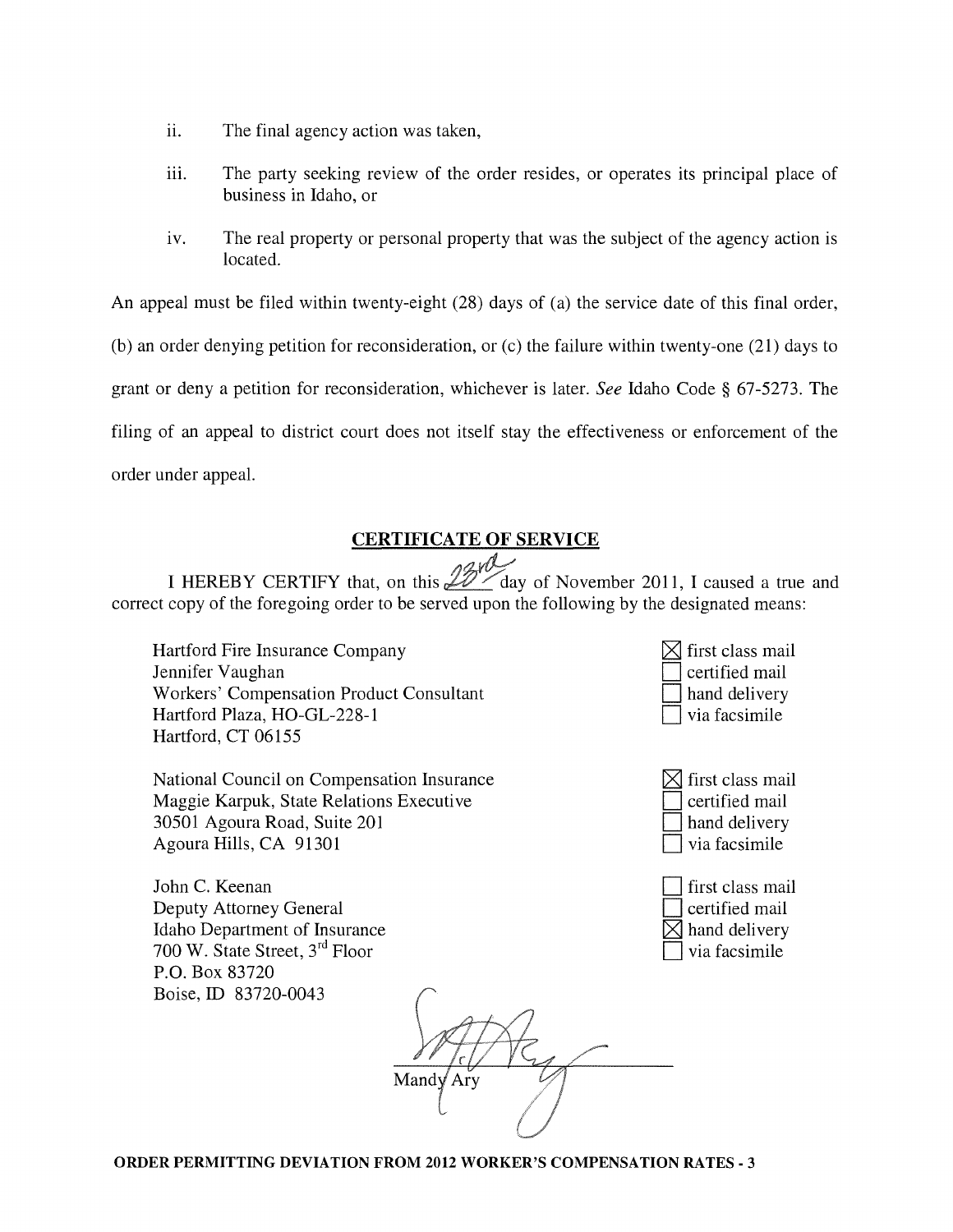ii. The final agency action was taken,

iii. The party seeking review of the order resides, or operates its principal place of business in Idaho, or

iv. The real property or personal property that was the subject of the agency action is located.

An appeal must be filed within twenty-eight (28) days of (a) the service date of this final order, (b) an order denying petition for reconsideration, or (c) the failure within twenty-one (21) days to grant or deny a petition for reconsideration, whichever is later. *See* Idaho Code § 67-5273. The filing of an appeal to district court does not itself stay the effectiveness or enforcement of the order under appeal.

## CERTIFICATE OF SERVICE

I HEREBY CERTIFY that, on this 23rd day of November 2011, I caused a true and correct copy of the foregoing order to be served upon the following by the designated means:

Hartford Fire Insurance Company
Jennifer Vaughan
Workers' Compensation Product Consultant
Hartford Plaza, HO-GL-228-1
Hartford, CT 06155

- [x] first class mail
- [ ] certified mail
- [ ] hand delivery
- [ ] via facsimile

National Council on Compensation Insurance
Maggie Karpuk, State Relations Executive
30501 Agoura Road, Suite 201
Agoura Hills, CA 91301

- [x] first class mail
- [ ] certified mail
- [ ] hand delivery
- [ ] via facsimile

John C. Keenan
Deputy Attorney General
Idaho Department of Insurance
700 W. State Street, 3rd Floor
P.O. Box 83720
Boise, ID 83720-0043

- [ ] first class mail
- [ ] certified mail
- [x] hand delivery
- [ ] via facsimile

Mandy Ary